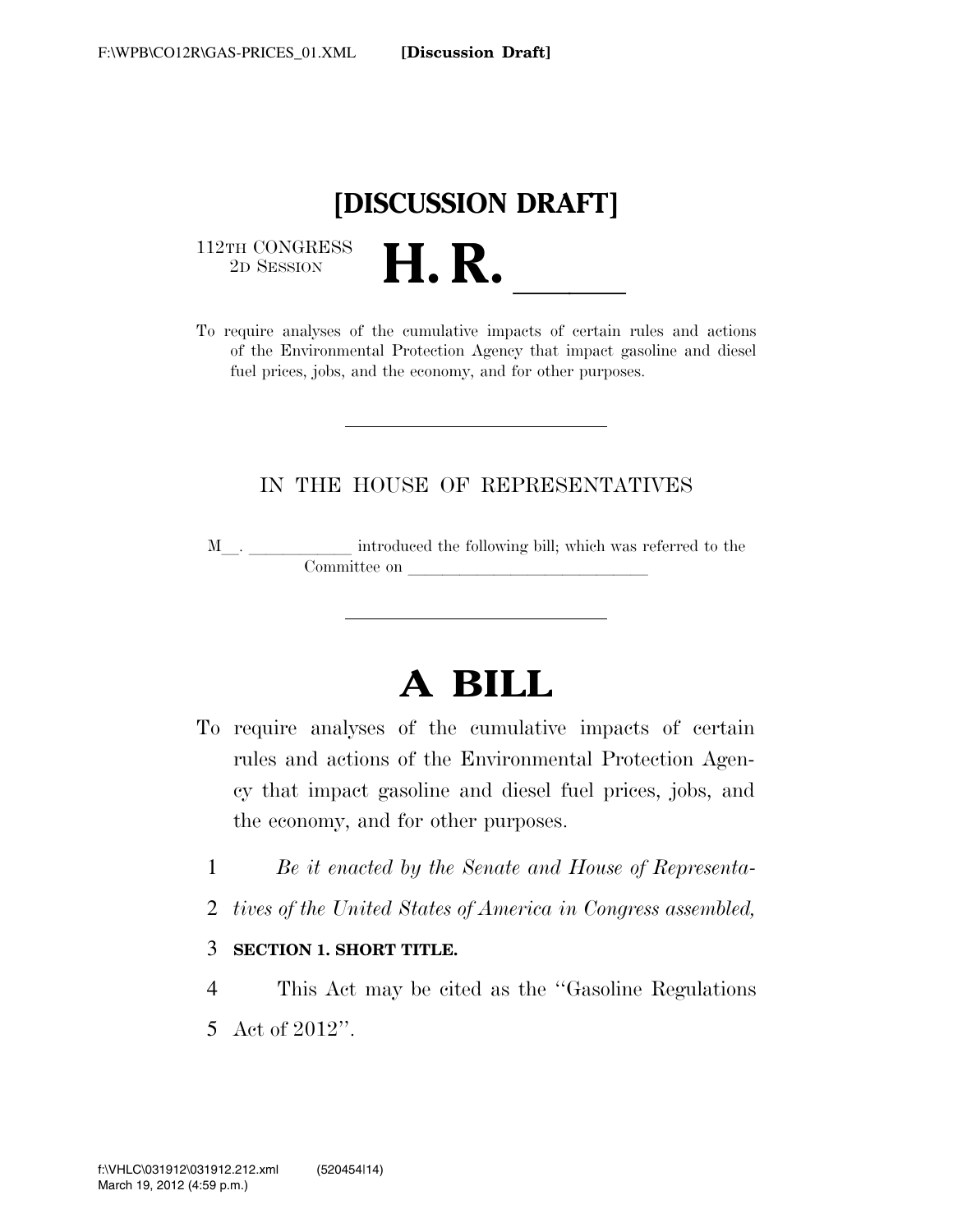**[DISCUSSION DRAFT]**

112TH CONGRESS
2D SESSION

# H. R. \_\_\_\_\_

To require analyses of the cumulative impacts of certain rules and actions of the Environmental Protection Agency that impact gasoline and diesel fuel prices, jobs, and the economy, and for other purposes.

---

IN THE HOUSE OF REPRESENTATIVES

M\_\_. \_\_\_\_\_\_\_\_\_\_\_\_ introduced the following bill; which was referred to the Committee on \_\_\_\_\_\_\_\_\_\_\_\_\_\_\_\_\_\_\_\_\_\_\_\_\_\_\_\_

---

# A BILL

To require analyses of the cumulative impacts of certain rules and actions of the Environmental Protection Agency that impact gasoline and diesel fuel prices, jobs, and the economy, and for other purposes.

*Be it enacted by the Senate and House of Representatives of the United States of America in Congress assembled,*

**SECTION 1. SHORT TITLE.**

This Act may be cited as the ''Gasoline Regulations Act of 2012''.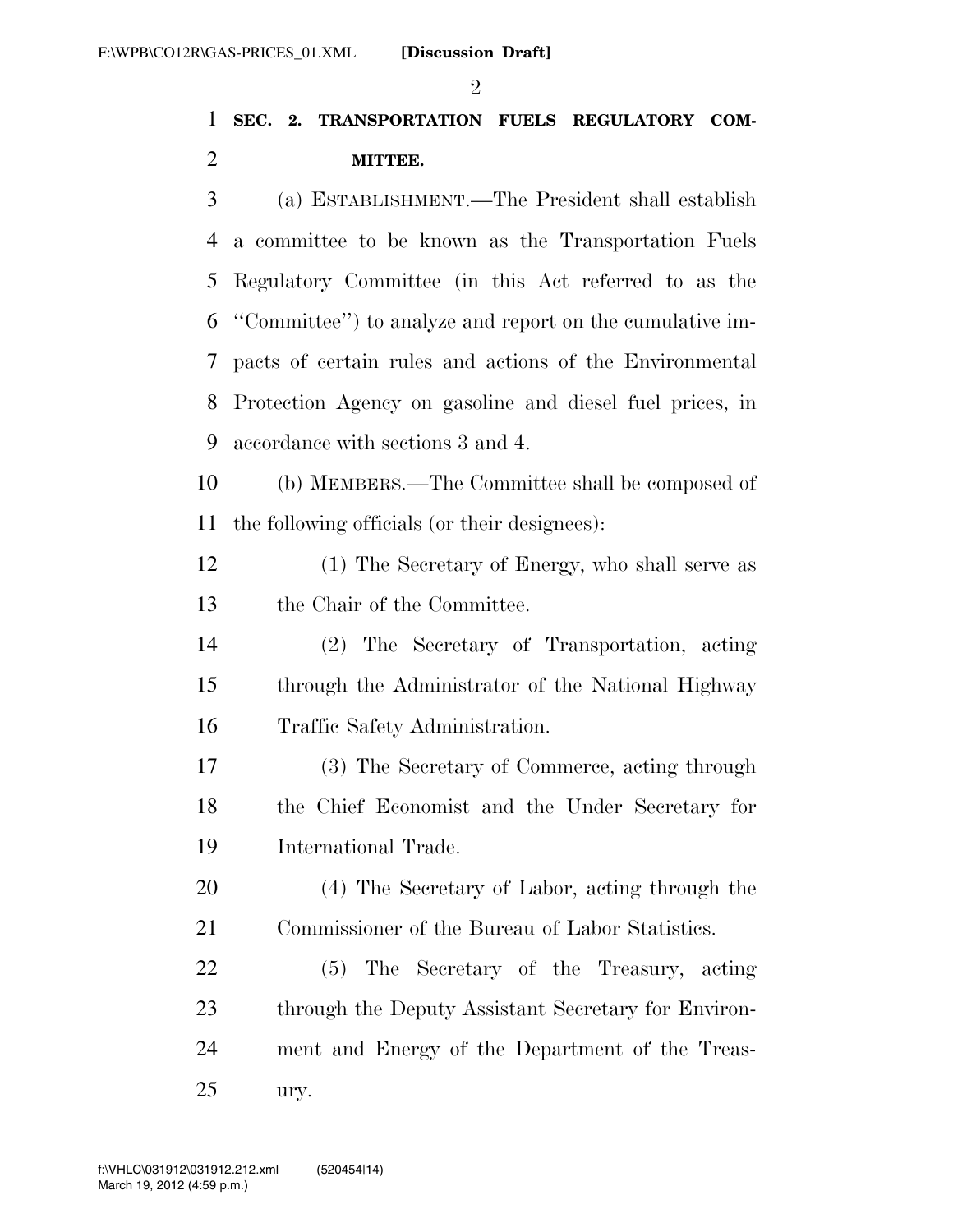**SEC. 2. TRANSPORTATION FUELS REGULATORY COMMITTEE.**

(a) ESTABLISHMENT.—The President shall establish a committee to be known as the Transportation Fuels Regulatory Committee (in this Act referred to as the ''Committee'') to analyze and report on the cumulative impacts of certain rules and actions of the Environmental Protection Agency on gasoline and diesel fuel prices, in accordance with sections 3 and 4.

(b) MEMBERS.—The Committee shall be composed of the following officials (or their designees):

(1) The Secretary of Energy, who shall serve as the Chair of the Committee.

(2) The Secretary of Transportation, acting through the Administrator of the National Highway Traffic Safety Administration.

(3) The Secretary of Commerce, acting through the Chief Economist and the Under Secretary for International Trade.

(4) The Secretary of Labor, acting through the Commissioner of the Bureau of Labor Statistics.

(5) The Secretary of the Treasury, acting through the Deputy Assistant Secretary for Environment and Energy of the Department of the Treasury.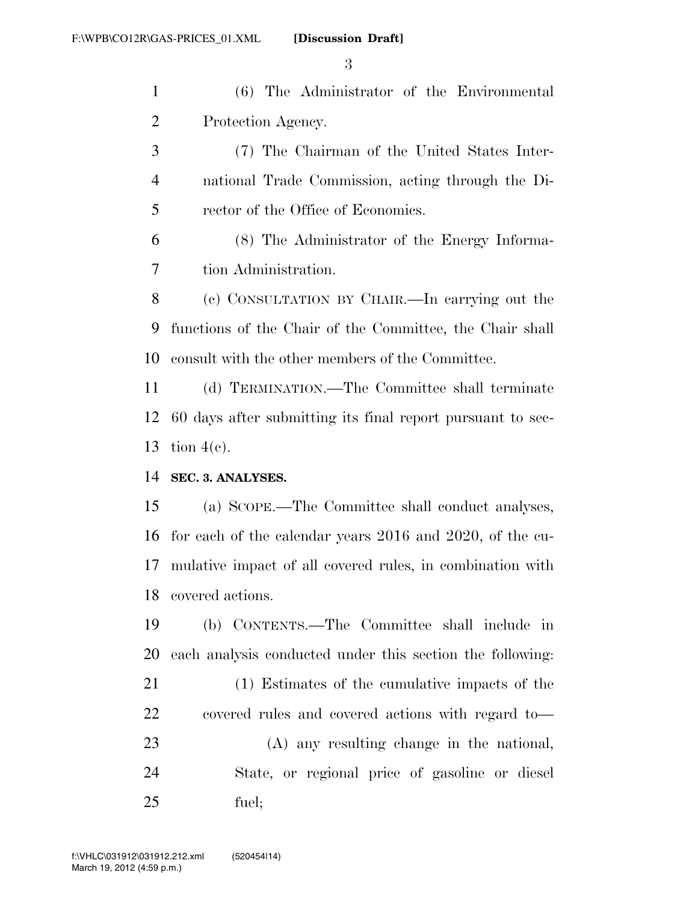(6) The Administrator of the Environmental Protection Agency.

(7) The Chairman of the United States International Trade Commission, acting through the Director of the Office of Economics.

(8) The Administrator of the Energy Information Administration.

(c) CONSULTATION BY CHAIR.—In carrying out the functions of the Chair of the Committee, the Chair shall consult with the other members of the Committee.

(d) TERMINATION.—The Committee shall terminate 60 days after submitting its final report pursuant to section 4(c).

**SEC. 3. ANALYSES.**

(a) SCOPE.—The Committee shall conduct analyses, for each of the calendar years 2016 and 2020, of the cumulative impact of all covered rules, in combination with covered actions.

(b) CONTENTS.—The Committee shall include in each analysis conducted under this section the following:

(1) Estimates of the cumulative impacts of the covered rules and covered actions with regard to—

(A) any resulting change in the national, State, or regional price of gasoline or diesel fuel;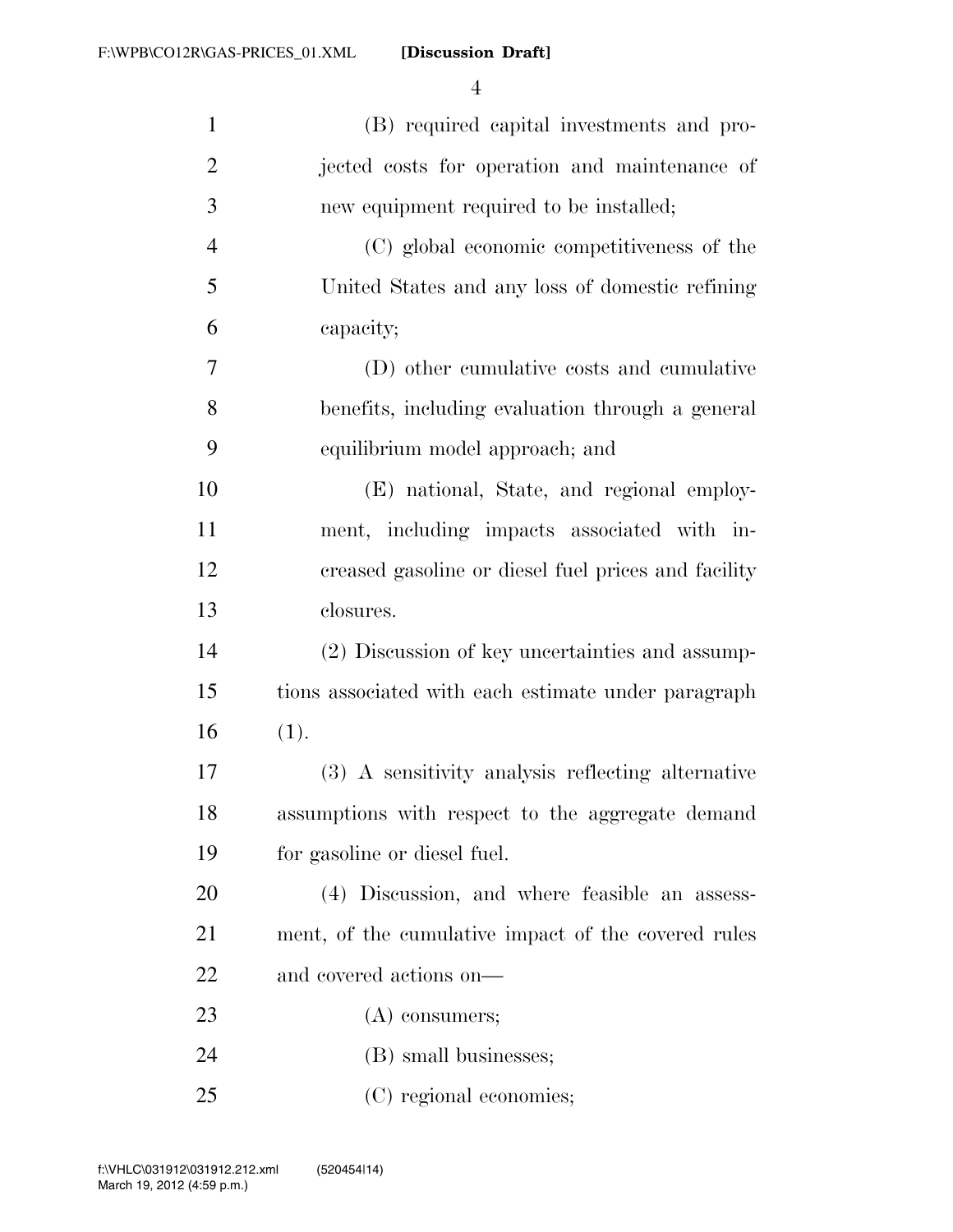(B) required capital investments and projected costs for operation and maintenance of new equipment required to be installed;

(C) global economic competitiveness of the United States and any loss of domestic refining capacity;

(D) other cumulative costs and cumulative benefits, including evaluation through a general equilibrium model approach; and

(E) national, State, and regional employment, including impacts associated with increased gasoline or diesel fuel prices and facility closures.

(2) Discussion of key uncertainties and assumptions associated with each estimate under paragraph (1).

(3) A sensitivity analysis reflecting alternative assumptions with respect to the aggregate demand for gasoline or diesel fuel.

(4) Discussion, and where feasible an assessment, of the cumulative impact of the covered rules and covered actions on—

(A) consumers;

(B) small businesses;

(C) regional economies;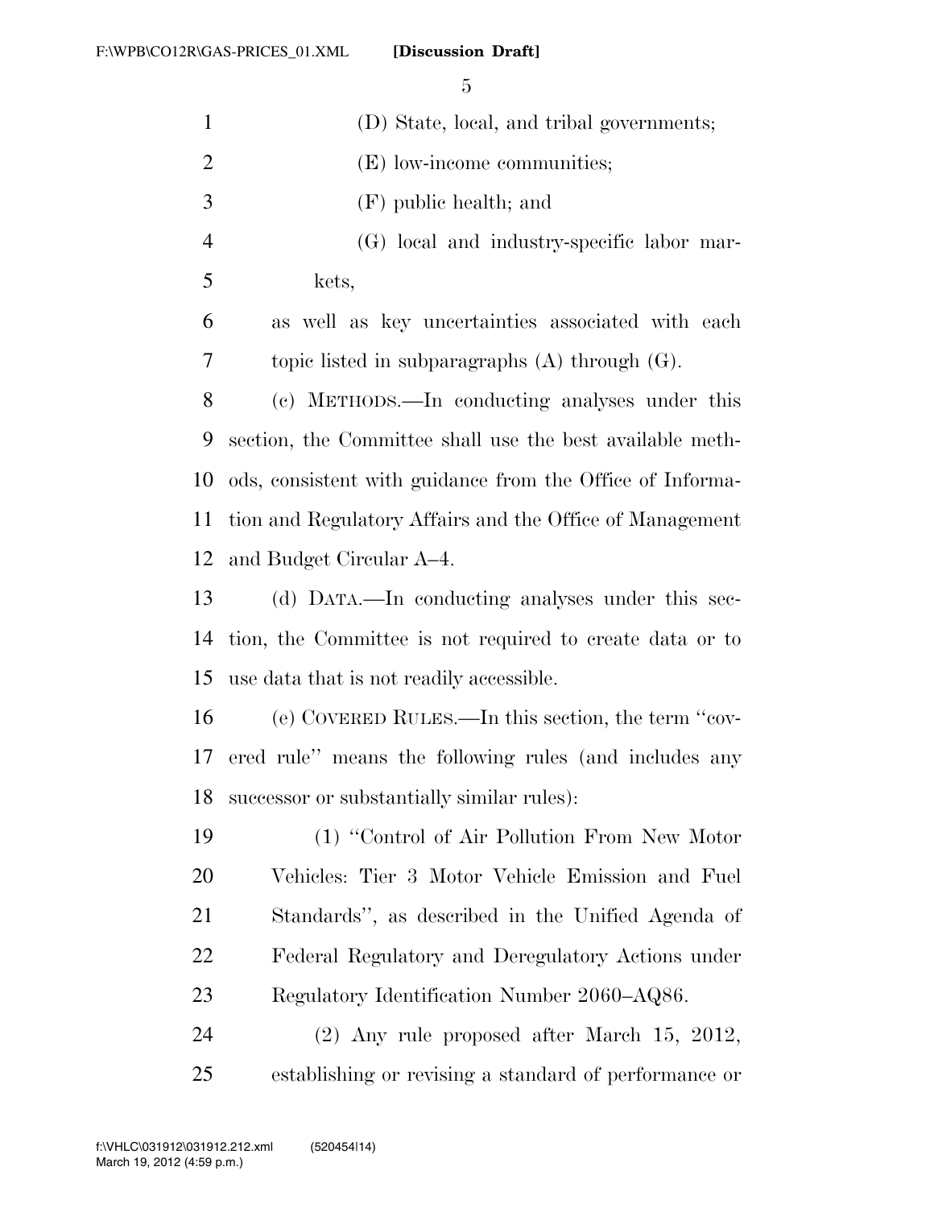(D) State, local, and tribal governments;

(E) low-income communities;

(F) public health; and

(G) local and industry-specific labor markets,

as well as key uncertainties associated with each topic listed in subparagraphs (A) through (G).

(c) METHODS.—In conducting analyses under this section, the Committee shall use the best available methods, consistent with guidance from the Office of Information and Regulatory Affairs and the Office of Management and Budget Circular A–4.

(d) DATA.—In conducting analyses under this section, the Committee is not required to create data or to use data that is not readily accessible.

(e) COVERED RULES.—In this section, the term ''covered rule'' means the following rules (and includes any successor or substantially similar rules):

(1) ''Control of Air Pollution From New Motor Vehicles: Tier 3 Motor Vehicle Emission and Fuel Standards'', as described in the Unified Agenda of Federal Regulatory and Deregulatory Actions under Regulatory Identification Number 2060–AQ86.

(2) Any rule proposed after March 15, 2012, establishing or revising a standard of performance or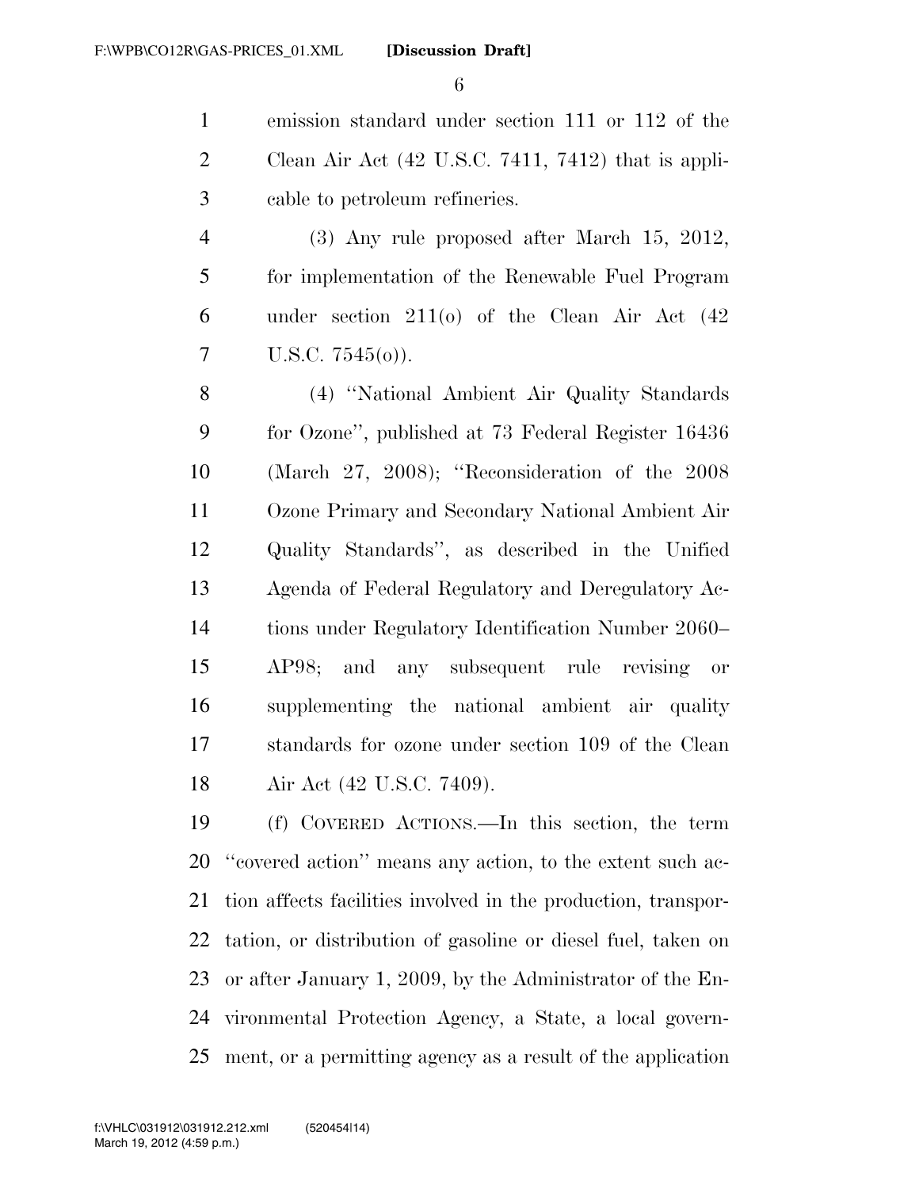emission standard under section 111 or 112 of the Clean Air Act (42 U.S.C. 7411, 7412) that is applicable to petroleum refineries.

(3) Any rule proposed after March 15, 2012, for implementation of the Renewable Fuel Program under section 211(o) of the Clean Air Act (42 U.S.C. 7545(o)).

(4) ''National Ambient Air Quality Standards for Ozone'', published at 73 Federal Register 16436 (March 27, 2008); ''Reconsideration of the 2008 Ozone Primary and Secondary National Ambient Air Quality Standards'', as described in the Unified Agenda of Federal Regulatory and Deregulatory Actions under Regulatory Identification Number 2060–AP98; and any subsequent rule revising or supplementing the national ambient air quality standards for ozone under section 109 of the Clean Air Act (42 U.S.C. 7409).

(f) COVERED ACTIONS.—In this section, the term ''covered action'' means any action, to the extent such action affects facilities involved in the production, transportation, or distribution of gasoline or diesel fuel, taken on or after January 1, 2009, by the Administrator of the Environmental Protection Agency, a State, a local government, or a permitting agency as a result of the application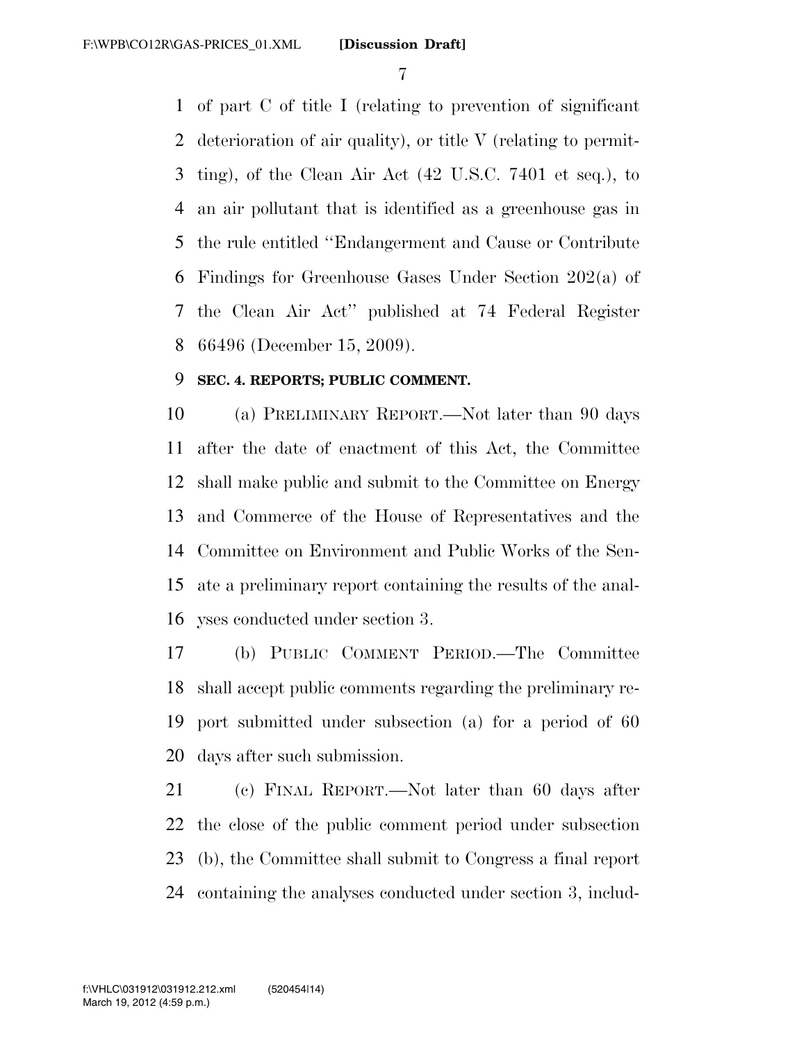of part C of title I (relating to prevention of significant deterioration of air quality), or title V (relating to permitting), of the Clean Air Act (42 U.S.C. 7401 et seq.), to an air pollutant that is identified as a greenhouse gas in the rule entitled "Endangerment and Cause or Contribute Findings for Greenhouse Gases Under Section 202(a) of the Clean Air Act" published at 74 Federal Register 66496 (December 15, 2009).

**SEC. 4. REPORTS; PUBLIC COMMENT.**

(a) PRELIMINARY REPORT.—Not later than 90 days after the date of enactment of this Act, the Committee shall make public and submit to the Committee on Energy and Commerce of the House of Representatives and the Committee on Environment and Public Works of the Senate a preliminary report containing the results of the analyses conducted under section 3.

(b) PUBLIC COMMENT PERIOD.—The Committee shall accept public comments regarding the preliminary report submitted under subsection (a) for a period of 60 days after such submission.

(c) FINAL REPORT.—Not later than 60 days after the close of the public comment period under subsection (b), the Committee shall submit to Congress a final report containing the analyses conducted under section 3, includ-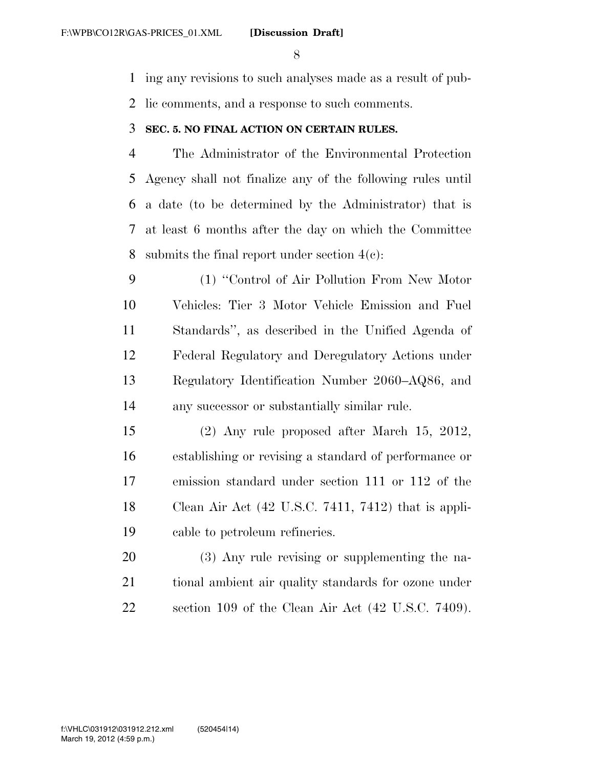ing any revisions to such analyses made as a result of public comments, and a response to such comments.

**SEC. 5. NO FINAL ACTION ON CERTAIN RULES.**

The Administrator of the Environmental Protection Agency shall not finalize any of the following rules until a date (to be determined by the Administrator) that is at least 6 months after the day on which the Committee submits the final report under section 4(c):

(1) ''Control of Air Pollution From New Motor Vehicles: Tier 3 Motor Vehicle Emission and Fuel Standards'', as described in the Unified Agenda of Federal Regulatory and Deregulatory Actions under Regulatory Identification Number 2060–AQ86, and any successor or substantially similar rule.

(2) Any rule proposed after March 15, 2012, establishing or revising a standard of performance or emission standard under section 111 or 112 of the Clean Air Act (42 U.S.C. 7411, 7412) that is applicable to petroleum refineries.

(3) Any rule revising or supplementing the national ambient air quality standards for ozone under section 109 of the Clean Air Act (42 U.S.C. 7409).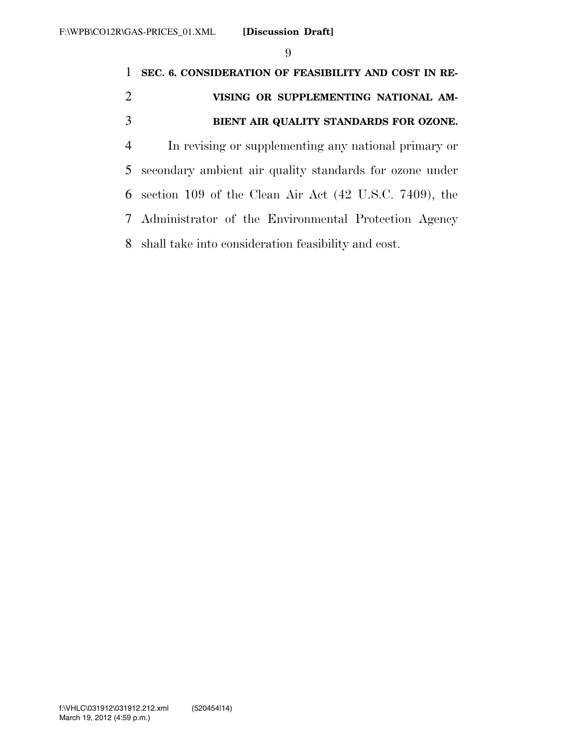**SEC. 6. CONSIDERATION OF FEASIBILITY AND COST IN REVISING OR SUPPLEMENTING NATIONAL AMBIENT AIR QUALITY STANDARDS FOR OZONE.**

In revising or supplementing any national primary or secondary ambient air quality standards for ozone under section 109 of the Clean Air Act (42 U.S.C. 7409), the Administrator of the Environmental Protection Agency shall take into consideration feasibility and cost.